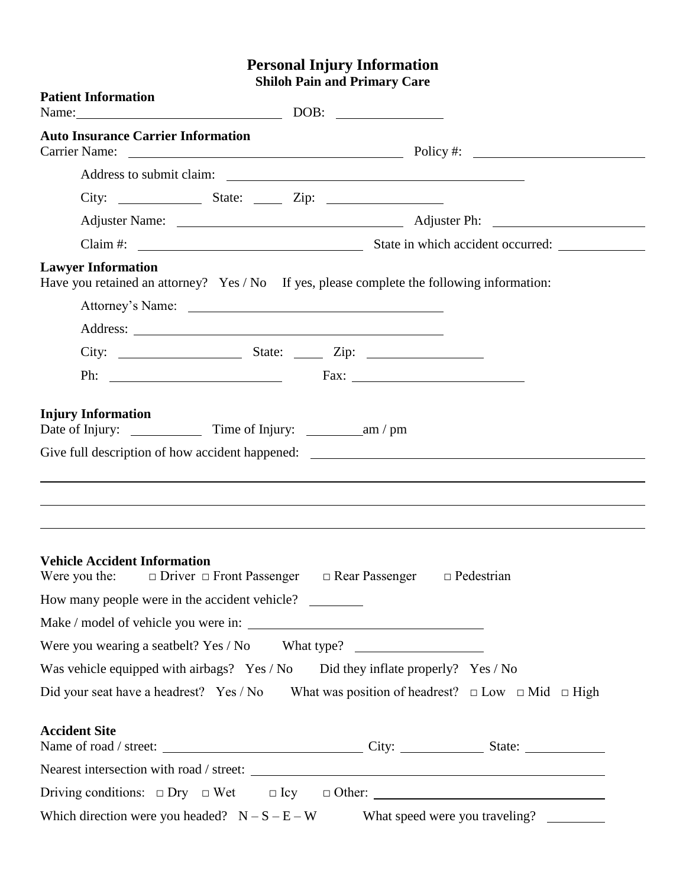# Personal Injury Information

## Shiloh Pain and Primary Care

### Patient Information

Name: ______________________________ DOB: ________________

### Auto Insurance Carrier Information

Carrier Name: ____________________________________________ Policy #: ________________________

Address to submit claim: ____________________________________________

City: ____________ State: _____ Zip: ________________

Adjuster Name: __________________________________ Adjuster Ph: ______________________

Claim #: ________________________________ State in which accident occurred: ____________

### Lawyer Information

Have you retained an attorney? Yes / No If yes, please complete the following information:

Attorney's Name: ____________________________________

Address: ____________________________________________

City: __________________ State: _____ Zip: ________________

Ph: ________________________ Fax: ________________________

### Injury Information

Date of Injury: __________ Time of Injury: ________am / pm

Give full description of how accident happened: ______________________________________________

________________________________________________________________________________

________________________________________________________________________________

________________________________________________________________________________

### Vehicle Accident Information

Were you the: □ Driver □ Front Passenger □ Rear Passenger □ Pedestrian

How many people were in the accident vehicle? ________

Make / model of vehicle you were in: ________________________________

Were you wearing a seatbelt? Yes / No What type? ____________________

Was vehicle equipped with airbags? Yes / No Did they inflate properly? Yes / No

Did your seat have a headrest? Yes / No What was position of headrest? □ Low □ Mid □ High

### Accident Site

Name of road / street: ______________________________ City: ____________ State: ____________

Nearest intersection with road / street: ____________________________________________

Driving conditions: □ Dry □ Wet □ Icy □ Other: ____________________________________

Which direction were you headed? N – S – E – W What speed were you traveling? ________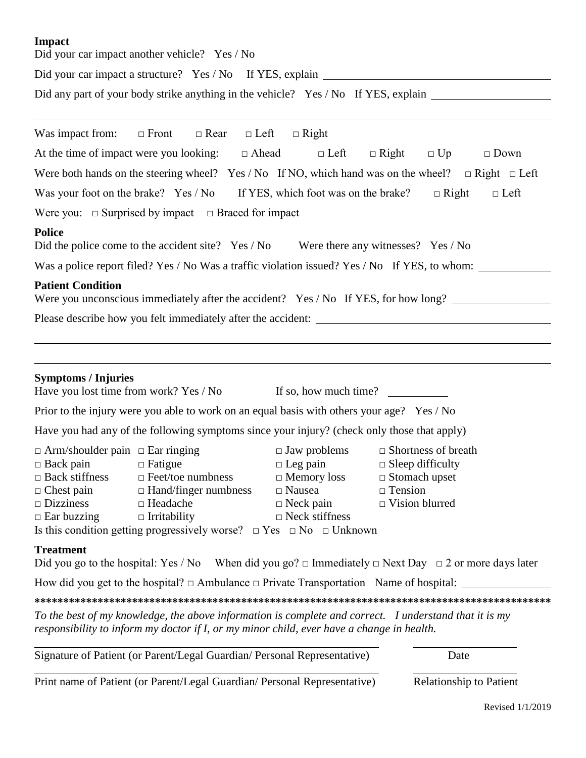**Impact**

Did your car impact another vehicle? Yes / No

Did your car impact a structure? Yes / No If YES, explain \_\_\_\_\_\_\_\_\_\_\_\_\_\_\_\_\_\_\_\_\_\_\_\_\_\_\_\_\_\_\_\_\_\_\_\_\_\_\_\_

Did any part of your body strike anything in the vehicle? Yes / No If YES, explain \_\_\_\_\_\_\_\_\_\_\_\_\_\_\_\_\_\_\_\_

\_\_\_\_\_\_\_\_\_\_\_\_\_\_\_\_\_\_\_\_\_\_\_\_\_\_\_\_\_\_\_\_\_\_\_\_\_\_\_\_\_\_\_\_\_\_\_\_\_\_\_\_\_\_\_\_\_\_\_\_\_\_\_\_\_\_\_\_\_\_\_\_\_\_\_\_\_\_\_\_\_\_\_\_

Was impact from: □ Front □ Rear □ Left □ Right

At the time of impact were you looking: □ Ahead □ Left □ Right □ Up □ Down

Were both hands on the steering wheel? Yes / No If NO, which hand was on the wheel? □ Right □ Left

Was your foot on the brake? Yes / No If YES, which foot was on the brake? □ Right □ Left

Were you: □ Surprised by impact □ Braced for impact

**Police**

Did the police come to the accident site? Yes / No Were there any witnesses? Yes / No

Was a police report filed? Yes / No Was a traffic violation issued? Yes / No If YES, to whom: \_\_\_\_\_\_\_\_\_\_\_\_

**Patient Condition**

Were you unconscious immediately after the accident? Yes / No If YES, for how long? \_\_\_\_\_\_\_\_\_\_\_\_\_\_\_\_\_

Please describe how you felt immediately after the accident: \_\_\_\_\_\_\_\_\_\_\_\_\_\_\_\_\_\_\_\_\_\_\_\_\_\_\_\_\_\_\_\_\_\_\_\_\_\_\_\_

\_\_\_\_\_\_\_\_\_\_\_\_\_\_\_\_\_\_\_\_\_\_\_\_\_\_\_\_\_\_\_\_\_\_\_\_\_\_\_\_\_\_\_\_\_\_\_\_\_\_\_\_\_\_\_\_\_\_\_\_\_\_\_\_\_\_\_\_\_\_\_\_\_\_\_\_\_\_\_\_\_\_\_\_

\_\_\_\_\_\_\_\_\_\_\_\_\_\_\_\_\_\_\_\_\_\_\_\_\_\_\_\_\_\_\_\_\_\_\_\_\_\_\_\_\_\_\_\_\_\_\_\_\_\_\_\_\_\_\_\_\_\_\_\_\_\_\_\_\_\_\_\_\_\_\_\_\_\_\_\_\_\_\_\_\_\_\_\_

**Symptoms / Injuries**

Have you lost time from work? Yes / No If so, how much time? \_\_\_\_\_\_\_\_\_\_

Prior to the injury were you able to work on an equal basis with others your age? Yes / No

Have you had any of the following symptoms since your injury? (check only those that apply)

| | | | |
|---|---|---|---|
| □ Arm/shoulder pain | □ Ear ringing | □ Jaw problems | □ Shortness of breath |
| □ Back pain | □ Fatigue | □ Leg pain | □ Sleep difficulty |
| □ Back stiffness | □ Feet/toe numbness | □ Memory loss | □ Stomach upset |
| □ Chest pain | □ Hand/finger numbness | □ Nausea | □ Tension |
| □ Dizziness | □ Headache | □ Neck pain | □ Vision blurred |
| □ Ear buzzing | □ Irritability | □ Neck stiffness | |

Is this condition getting progressively worse? □ Yes □ No □ Unknown

**Treatment**

Did you go to the hospital: Yes / No When did you go? □ Immediately □ Next Day □ 2 or more days later

How did you get to the hospital? □ Ambulance □ Private Transportation Name of hospital: \_\_\_\_\_\_\_\_\_\_\_\_\_\_\_

\*\*\*\*\*\*\*\*\*\*\*\*\*\*\*\*\*\*\*\*\*\*\*\*\*\*\*\*\*\*\*\*\*\*\*\*\*\*\*\*\*\*\*\*\*\*\*\*\*\*\*\*\*\*\*\*\*\*\*\*\*\*\*\*\*\*\*\*\*\*\*\*\*\*\*\*\*\*\*\*\*\*\*\*\*\*\*\*

*To the best of my knowledge, the above information is complete and correct. I understand that it is my responsibility to inform my doctor if I, or my minor child, ever have a change in health.*

\_\_\_\_\_\_\_\_\_\_\_\_\_\_\_\_\_\_\_\_\_\_\_\_\_\_\_\_\_\_\_\_\_\_\_\_\_\_\_\_\_\_\_\_\_\_\_\_\_\_ \_\_\_\_\_\_\_\_\_\_\_\_\_\_\_\_

Signature of Patient (or Parent/Legal Guardian/ Personal Representative) Date

\_\_\_\_\_\_\_\_\_\_\_\_\_\_\_\_\_\_\_\_\_\_\_\_\_\_\_\_\_\_\_\_\_\_\_\_\_\_\_\_\_\_\_\_\_\_\_\_\_\_ \_\_\_\_\_\_\_\_\_\_\_\_\_\_\_\_

Print name of Patient (or Parent/Legal Guardian/ Personal Representative) Relationship to Patient

Revised 1/1/2019